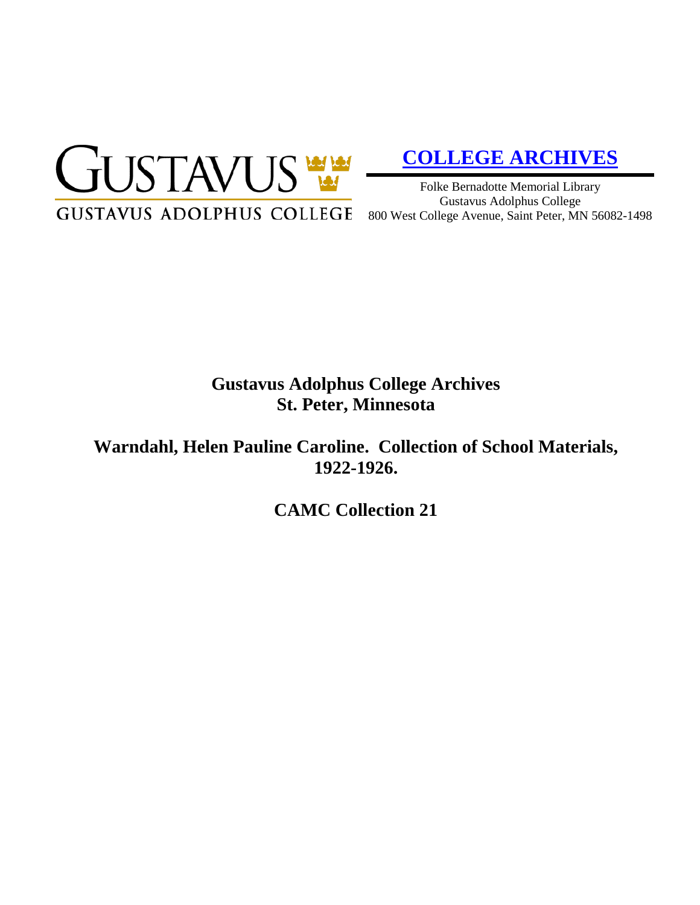GUSTAVUS

GUSTAVUS ADOLPHUS COLLEGE

**COLLEGE ARCHIVES**

Folke Bernadotte Memorial Library
Gustavus Adolphus College
800 West College Avenue, Saint Peter, MN 56082-1498

# Gustavus Adolphus College Archives
# St. Peter, Minnesota

## Warndahl, Helen Pauline Caroline. Collection of School Materials, 1922-1926.

## CAMC Collection 21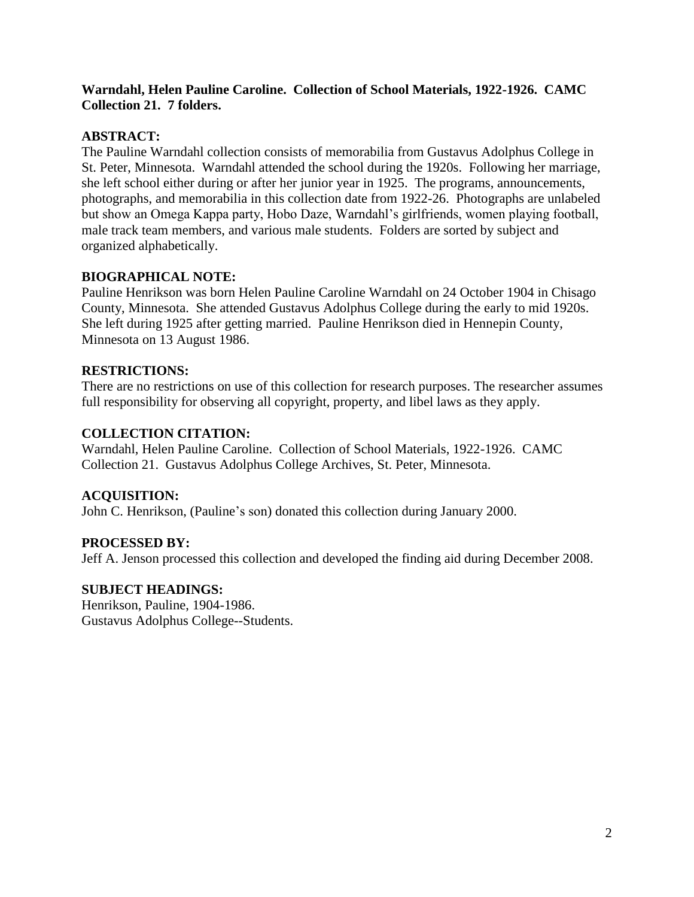**Warndahl, Helen Pauline Caroline. Collection of School Materials, 1922-1926. CAMC Collection 21. 7 folders.**

**ABSTRACT:**

The Pauline Warndahl collection consists of memorabilia from Gustavus Adolphus College in St. Peter, Minnesota. Warndahl attended the school during the 1920s. Following her marriage, she left school either during or after her junior year in 1925. The programs, announcements, photographs, and memorabilia in this collection date from 1922-26. Photographs are unlabeled but show an Omega Kappa party, Hobo Daze, Warndahl's girlfriends, women playing football, male track team members, and various male students. Folders are sorted by subject and organized alphabetically.

**BIOGRAPHICAL NOTE:**

Pauline Henrikson was born Helen Pauline Caroline Warndahl on 24 October 1904 in Chisago County, Minnesota. She attended Gustavus Adolphus College during the early to mid 1920s. She left during 1925 after getting married. Pauline Henrikson died in Hennepin County, Minnesota on 13 August 1986.

**RESTRICTIONS:**

There are no restrictions on use of this collection for research purposes. The researcher assumes full responsibility for observing all copyright, property, and libel laws as they apply.

**COLLECTION CITATION:**

Warndahl, Helen Pauline Caroline. Collection of School Materials, 1922-1926. CAMC Collection 21. Gustavus Adolphus College Archives, St. Peter, Minnesota.

**ACQUISITION:**

John C. Henrikson, (Pauline's son) donated this collection during January 2000.

**PROCESSED BY:**

Jeff A. Jenson processed this collection and developed the finding aid during December 2008.

**SUBJECT HEADINGS:**

Henrikson, Pauline, 1904-1986.
Gustavus Adolphus College--Students.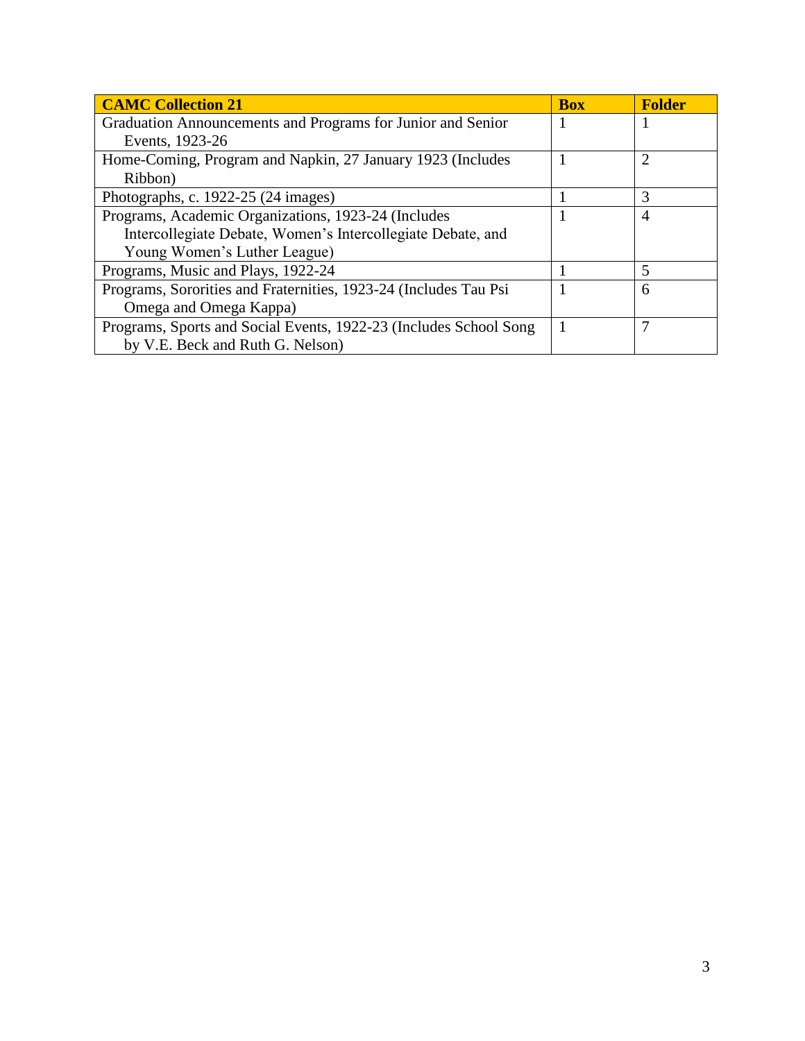| CAMC Collection 21 | Box | Folder |
| --- | --- | --- |
| Graduation Announcements and Programs for Junior and Senior Events, 1923-26 | 1 | 1 |
| Home-Coming, Program and Napkin, 27 January 1923 (Includes Ribbon) | 1 | 2 |
| Photographs, c. 1922-25 (24 images) | 1 | 3 |
| Programs, Academic Organizations, 1923-24 (Includes Intercollegiate Debate, Women's Intercollegiate Debate, and Young Women's Luther League) | 1 | 4 |
| Programs, Music and Plays, 1922-24 | 1 | 5 |
| Programs, Sororities and Fraternities, 1923-24 (Includes Tau Psi Omega and Omega Kappa) | 1 | 6 |
| Programs, Sports and Social Events, 1922-23 (Includes School Song by V.E. Beck and Ruth G. Nelson) | 1 | 7 |